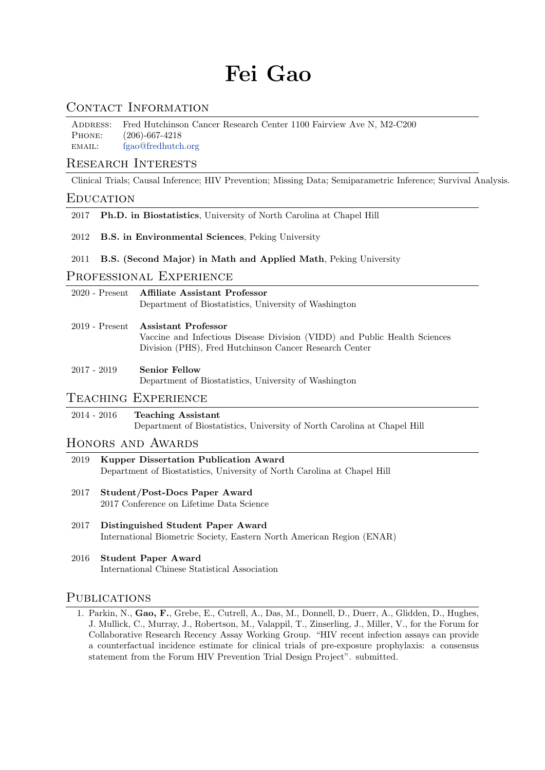# Fei Gao

## Contact Information

Address: Fred Hutchinson Cancer Research Center 1100 Fairview Ave N, M2-C200
Phone: (206)-667-4218
email: fgao@fredhutch.org

## Research Interests

Clinical Trials; Causal Inference; HIV Prevention; Missing Data; Semiparametric Inference; Survival Analysis.

## Education

2017 **Ph.D. in Biostatistics**, University of North Carolina at Chapel Hill

2012 **B.S. in Environmental Sciences**, Peking University

2011 **B.S. (Second Major) in Math and Applied Math**, Peking University

## Professional Experience

2020 - Present **Affiliate Assistant Professor**
Department of Biostatistics, University of Washington

2019 - Present **Assistant Professor**
Vaccine and Infectious Disease Division (VIDD) and Public Health Sciences Division (PHS), Fred Hutchinson Cancer Research Center

2017 - 2019 **Senior Fellow**
Department of Biostatistics, University of Washington

## Teaching Experience

2014 - 2016 **Teaching Assistant**
Department of Biostatistics, University of North Carolina at Chapel Hill

## Honors and Awards

2019 **Kupper Dissertation Publication Award**
Department of Biostatistics, University of North Carolina at Chapel Hill

2017 **Student/Post-Docs Paper Award**
2017 Conference on Lifetime Data Science

2017 **Distinguished Student Paper Award**
International Biometric Society, Eastern North American Region (ENAR)

2016 **Student Paper Award**
International Chinese Statistical Association

## Publications

1. Parkin, N., **Gao, F.**, Grebe, E., Cutrell, A., Das, M., Donnell, D., Duerr, A., Glidden, D., Hughes, J. Mullick, C., Murray, J., Robertson, M., Valappil, T., Zinserling, J., Miller, V., for the Forum for Collaborative Research Recency Assay Working Group. "HIV recent infection assays can provide a counterfactual incidence estimate for clinical trials of pre-exposure prophylaxis: a consensus statement from the Forum HIV Prevention Trial Design Project". submitted.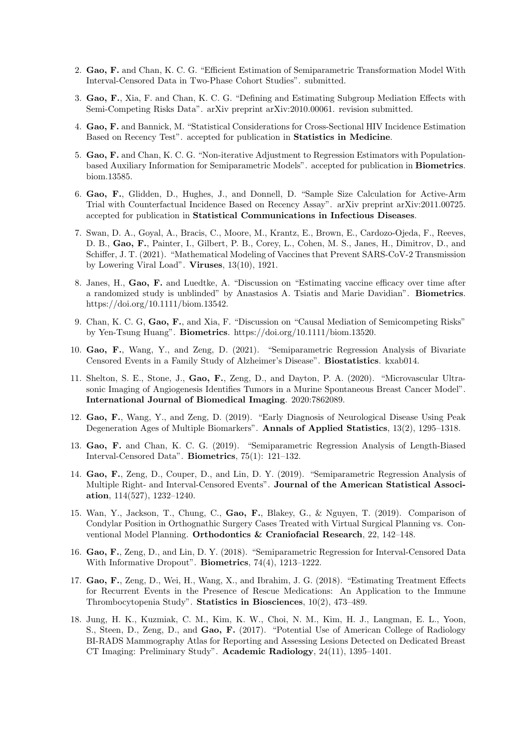2. **Gao, F.** and Chan, K. C. G. "Efficient Estimation of Semiparametric Transformation Model With Interval-Censored Data in Two-Phase Cohort Studies". submitted.

3. **Gao, F.**, Xia, F. and Chan, K. C. G. "Defining and Estimating Subgroup Mediation Effects with Semi-Competing Risks Data". arXiv preprint arXiv:2010.00061. revision submitted.

4. **Gao, F.** and Bannick, M. "Statistical Considerations for Cross-Sectional HIV Incidence Estimation Based on Recency Test". accepted for publication in **Statistics in Medicine**.

5. **Gao, F.** and Chan, K. C. G. "Non-iterative Adjustment to Regression Estimators with Population-based Auxiliary Information for Semiparametric Models". accepted for publication in **Biometrics**. biom.13585.

6. **Gao, F.**, Glidden, D., Hughes, J., and Donnell, D. "Sample Size Calculation for Active-Arm Trial with Counterfactual Incidence Based on Recency Assay". arXiv preprint arXiv:2011.00725. accepted for publication in **Statistical Communications in Infectious Diseases**.

7. Swan, D. A., Goyal, A., Bracis, C., Moore, M., Krantz, E., Brown, E., Cardozo-Ojeda, F., Reeves, D. B., **Gao, F.**, Painter, I., Gilbert, P. B., Corey, L., Cohen, M. S., Janes, H., Dimitrov, D., and Schiffer, J. T. (2021). "Mathematical Modeling of Vaccines that Prevent SARS-CoV-2 Transmission by Lowering Viral Load". **Viruses**, 13(10), 1921.

8. Janes, H., **Gao, F.** and Luedtke, A. "Discussion on "Estimating vaccine efficacy over time after a randomized study is unblinded" by Anastasios A. Tsiatis and Marie Davidian". **Biometrics**. https://doi.org/10.1111/biom.13542.

9. Chan, K. C. G, **Gao, F.**, and Xia, F. "Discussion on "Causal Mediation of Semicompeting Risks" by Yen-Tsung Huang". **Biometrics**. https://doi.org/10.1111/biom.13520.

10. **Gao, F.**, Wang, Y., and Zeng, D. (2021). "Semiparametric Regression Analysis of Bivariate Censored Events in a Family Study of Alzheimer's Disease". **Biostatistics**. kxab014.

11. Shelton, S. E., Stone, J., **Gao, F.**, Zeng, D., and Dayton, P. A. (2020). "Microvascular Ultrasonic Imaging of Angiogenesis Identifies Tumors in a Murine Spontaneous Breast Cancer Model". **International Journal of Biomedical Imaging**. 2020:7862089.

12. **Gao, F.**, Wang, Y., and Zeng, D. (2019). "Early Diagnosis of Neurological Disease Using Peak Degeneration Ages of Multiple Biomarkers". **Annals of Applied Statistics**, 13(2), 1295–1318.

13. **Gao, F.** and Chan, K. C. G. (2019). "Semiparametric Regression Analysis of Length-Biased Interval-Censored Data". **Biometrics**, 75(1): 121–132.

14. **Gao, F.**, Zeng, D., Couper, D., and Lin, D. Y. (2019). "Semiparametric Regression Analysis of Multiple Right- and Interval-Censored Events". **Journal of the American Statistical Association**, 114(527), 1232–1240.

15. Wan, Y., Jackson, T., Chung, C., **Gao, F.**, Blakey, G., & Nguyen, T. (2019). Comparison of Condylar Position in Orthognathic Surgery Cases Treated with Virtual Surgical Planning vs. Conventional Model Planning. **Orthodontics & Craniofacial Research**, 22, 142–148.

16. **Gao, F.**, Zeng, D., and Lin, D. Y. (2018). "Semiparametric Regression for Interval-Censored Data With Informative Dropout". **Biometrics**, 74(4), 1213–1222.

17. **Gao, F.**, Zeng, D., Wei, H., Wang, X., and Ibrahim, J. G. (2018). "Estimating Treatment Effects for Recurrent Events in the Presence of Rescue Medications: An Application to the Immune Thrombocytopenia Study". **Statistics in Biosciences**, 10(2), 473–489.

18. Jung, H. K., Kuzmiak, C. M., Kim, K. W., Choi, N. M., Kim, H. J., Langman, E. L., Yoon, S., Steen, D., Zeng, D., and **Gao, F.** (2017). "Potential Use of American College of Radiology BI-RADS Mammography Atlas for Reporting and Assessing Lesions Detected on Dedicated Breast CT Imaging: Preliminary Study". **Academic Radiology**, 24(11), 1395–1401.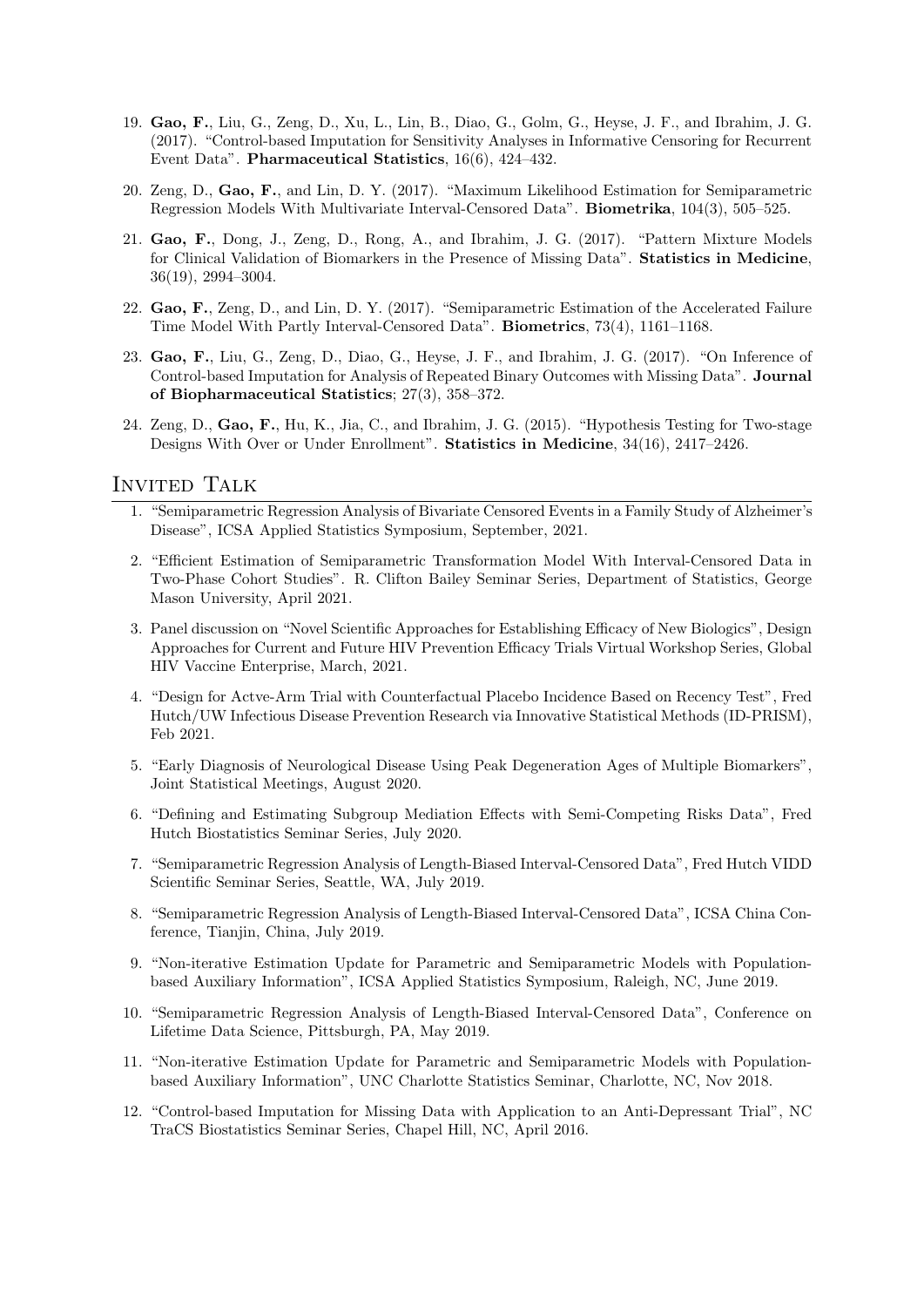19. **Gao, F.**, Liu, G., Zeng, D., Xu, L., Lin, B., Diao, G., Golm, G., Heyse, J. F., and Ibrahim, J. G. (2017). "Control-based Imputation for Sensitivity Analyses in Informative Censoring for Recurrent Event Data". **Pharmaceutical Statistics**, 16(6), 424–432.

20. Zeng, D., **Gao, F.**, and Lin, D. Y. (2017). "Maximum Likelihood Estimation for Semiparametric Regression Models With Multivariate Interval-Censored Data". **Biometrika**, 104(3), 505–525.

21. **Gao, F.**, Dong, J., Zeng, D., Rong, A., and Ibrahim, J. G. (2017). "Pattern Mixture Models for Clinical Validation of Biomarkers in the Presence of Missing Data". **Statistics in Medicine**, 36(19), 2994–3004.

22. **Gao, F.**, Zeng, D., and Lin, D. Y. (2017). "Semiparametric Estimation of the Accelerated Failure Time Model With Partly Interval-Censored Data". **Biometrics**, 73(4), 1161–1168.

23. **Gao, F.**, Liu, G., Zeng, D., Diao, G., Heyse, J. F., and Ibrahim, J. G. (2017). "On Inference of Control-based Imputation for Analysis of Repeated Binary Outcomes with Missing Data". **Journal of Biopharmaceutical Statistics**; 27(3), 358–372.

24. Zeng, D., **Gao, F.**, Hu, K., Jia, C., and Ibrahim, J. G. (2015). "Hypothesis Testing for Two-stage Designs With Over or Under Enrollment". **Statistics in Medicine**, 34(16), 2417–2426.

## Invited Talk

1. "Semiparametric Regression Analysis of Bivariate Censored Events in a Family Study of Alzheimer's Disease", ICSA Applied Statistics Symposium, September, 2021.

2. "Efficient Estimation of Semiparametric Transformation Model With Interval-Censored Data in Two-Phase Cohort Studies". R. Clifton Bailey Seminar Series, Department of Statistics, George Mason University, April 2021.

3. Panel discussion on "Novel Scientific Approaches for Establishing Efficacy of New Biologics", Design Approaches for Current and Future HIV Prevention Efficacy Trials Virtual Workshop Series, Global HIV Vaccine Enterprise, March, 2021.

4. "Design for Actve-Arm Trial with Counterfactual Placebo Incidence Based on Recency Test", Fred Hutch/UW Infectious Disease Prevention Research via Innovative Statistical Methods (ID-PRISM), Feb 2021.

5. "Early Diagnosis of Neurological Disease Using Peak Degeneration Ages of Multiple Biomarkers", Joint Statistical Meetings, August 2020.

6. "Defining and Estimating Subgroup Mediation Effects with Semi-Competing Risks Data", Fred Hutch Biostatistics Seminar Series, July 2020.

7. "Semiparametric Regression Analysis of Length-Biased Interval-Censored Data", Fred Hutch VIDD Scientific Seminar Series, Seattle, WA, July 2019.

8. "Semiparametric Regression Analysis of Length-Biased Interval-Censored Data", ICSA China Conference, Tianjin, China, July 2019.

9. "Non-iterative Estimation Update for Parametric and Semiparametric Models with Population-based Auxiliary Information", ICSA Applied Statistics Symposium, Raleigh, NC, June 2019.

10. "Semiparametric Regression Analysis of Length-Biased Interval-Censored Data", Conference on Lifetime Data Science, Pittsburgh, PA, May 2019.

11. "Non-iterative Estimation Update for Parametric and Semiparametric Models with Population-based Auxiliary Information", UNC Charlotte Statistics Seminar, Charlotte, NC, Nov 2018.

12. "Control-based Imputation for Missing Data with Application to an Anti-Depressant Trial", NC TraCS Biostatistics Seminar Series, Chapel Hill, NC, April 2016.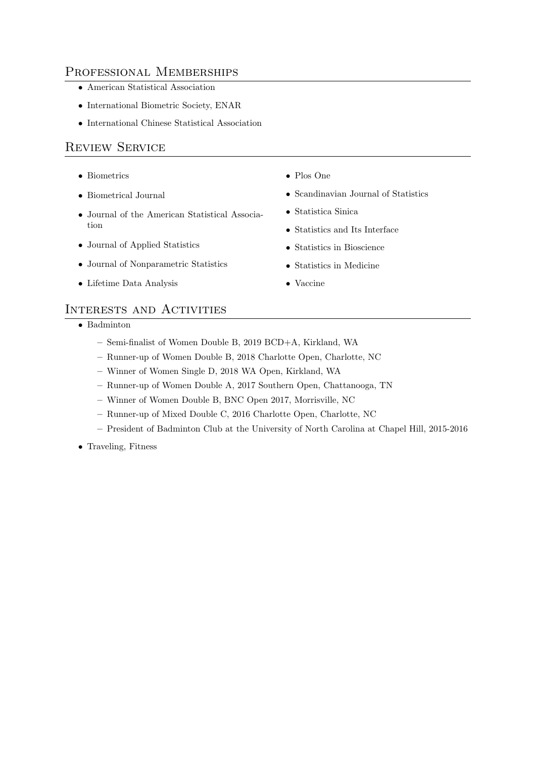## Professional Memberships

- American Statistical Association
- International Biometric Society, ENAR
- International Chinese Statistical Association

## Review Service

- Biometrics
- Biometrical Journal
- Journal of the American Statistical Association
- Journal of Applied Statistics
- Journal of Nonparametric Statistics
- Lifetime Data Analysis
- Plos One
- Scandinavian Journal of Statistics
- Statistica Sinica
- Statistics and Its Interface
- Statistics in Bioscience
- Statistics in Medicine
- Vaccine

## Interests and Activities

- Badminton
  - Semi-finalist of Women Double B, 2019 BCD+A, Kirkland, WA
  - Runner-up of Women Double B, 2018 Charlotte Open, Charlotte, NC
  - Winner of Women Single D, 2018 WA Open, Kirkland, WA
  - Runner-up of Women Double A, 2017 Southern Open, Chattanooga, TN
  - Winner of Women Double B, BNC Open 2017, Morrisville, NC
  - Runner-up of Mixed Double C, 2016 Charlotte Open, Charlotte, NC
  - President of Badminton Club at the University of North Carolina at Chapel Hill, 2015-2016
- Traveling, Fitness